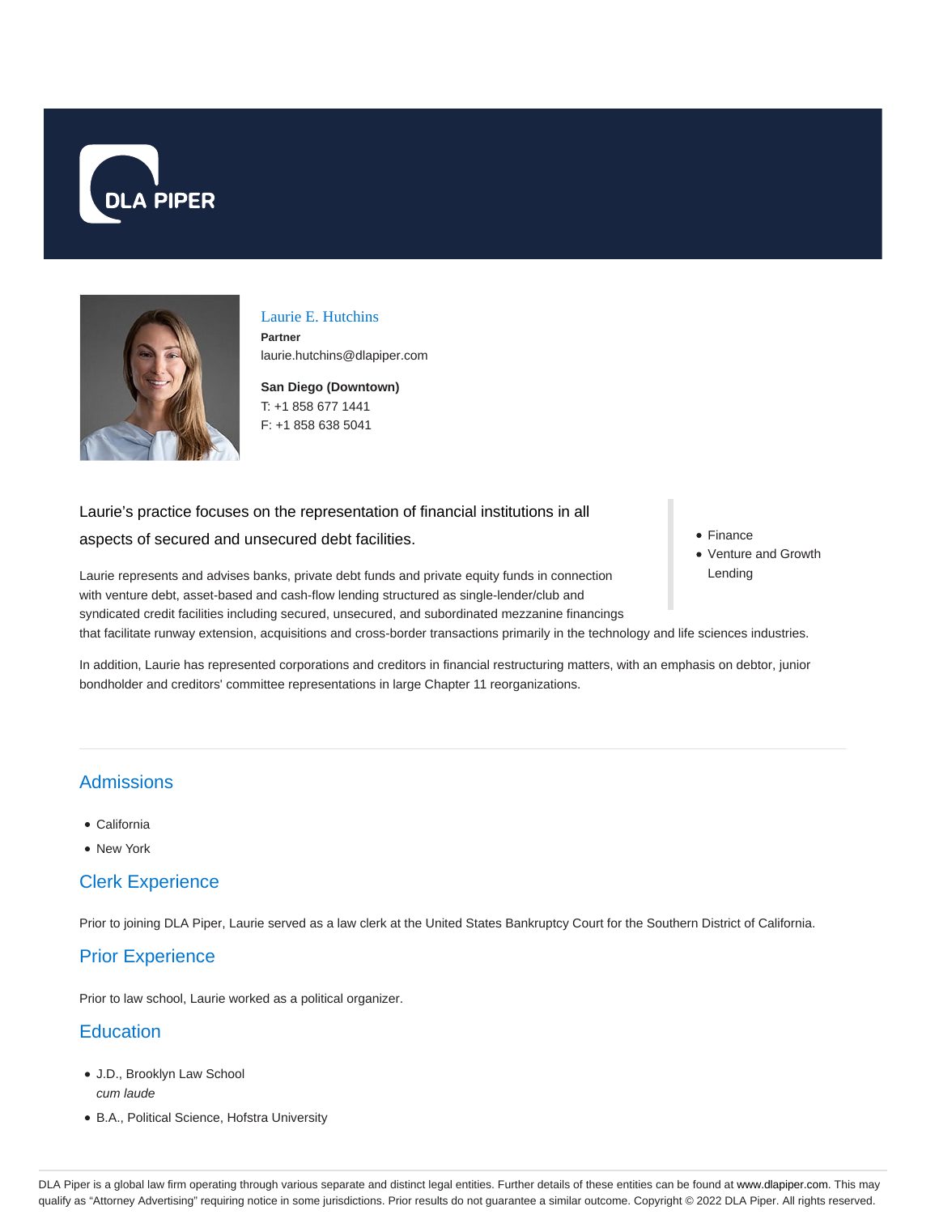DLA PIPER

# Laurie E. Hutchins

**Partner**
laurie.hutchins@dlapiper.com

**San Diego (Downtown)**
T: +1 858 677 1441
F: +1 858 638 5041

Laurie's practice focuses on the representation of financial institutions in all aspects of secured and unsecured debt facilities.

- Finance
- Venture and Growth Lending

Laurie represents and advises banks, private debt funds and private equity funds in connection with venture debt, asset-based and cash-flow lending structured as single-lender/club and syndicated credit facilities including secured, unsecured, and subordinated mezzanine financings that facilitate runway extension, acquisitions and cross-border transactions primarily in the technology and life sciences industries.

In addition, Laurie has represented corporations and creditors in financial restructuring matters, with an emphasis on debtor, junior bondholder and creditors' committee representations in large Chapter 11 reorganizations.

## Admissions

- California
- New York

## Clerk Experience

Prior to joining DLA Piper, Laurie served as a law clerk at the United States Bankruptcy Court for the Southern District of California.

## Prior Experience

Prior to law school, Laurie worked as a political organizer.

## Education

- J.D., Brooklyn Law School
  *cum laude*
- B.A., Political Science, Hofstra University

DLA Piper is a global law firm operating through various separate and distinct legal entities. Further details of these entities can be found at www.dlapiper.com. This may qualify as "Attorney Advertising" requiring notice in some jurisdictions. Prior results do not guarantee a similar outcome. Copyright © 2022 DLA Piper. All rights reserved.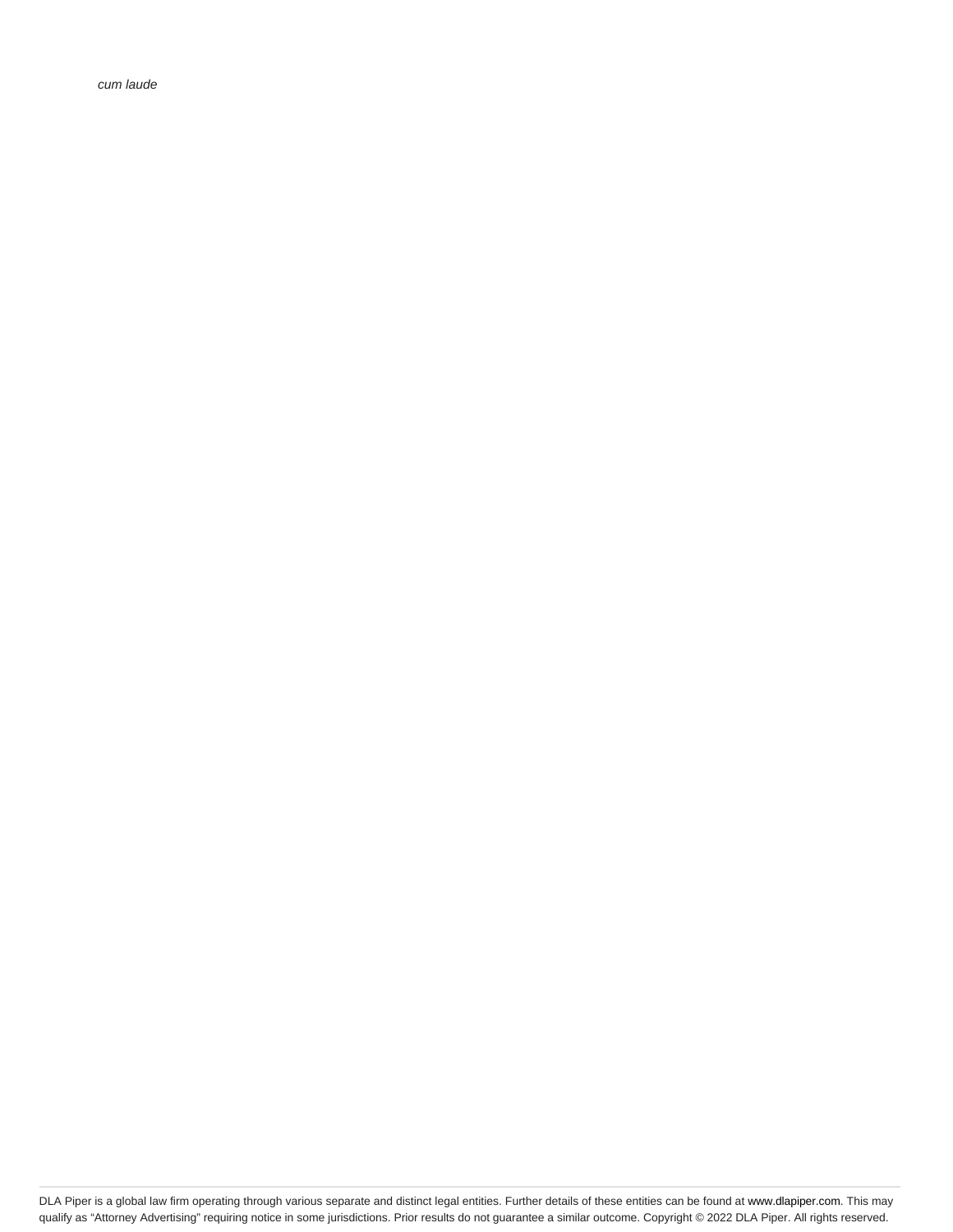*cum laude*